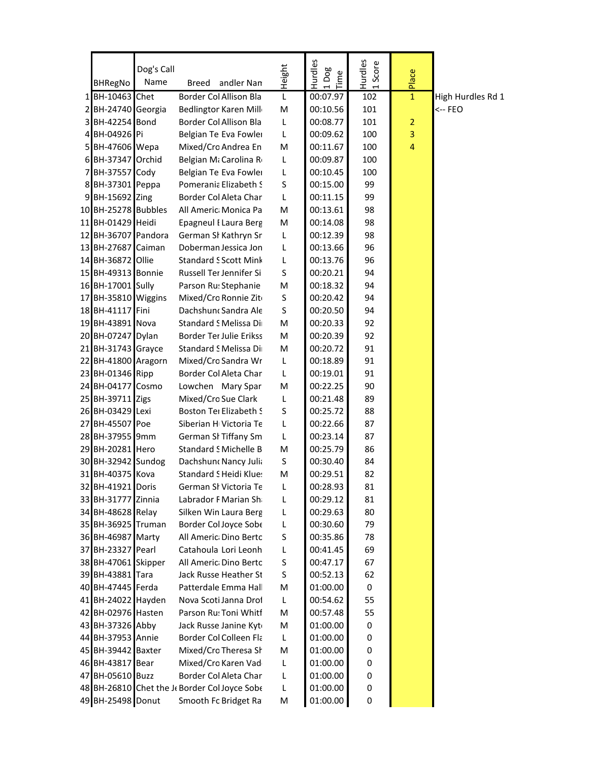|  | BHRegNo | Dog's Call Name | Breed | andler Nan | Height | Hurdles 1 Dog Time | Hurdles 1 Score | Place |  |
|---|---|---|---|---|---|---|---|---|---|
| 1 | BH-10463 | Chet | Border Col | Allison Bla | L | 00:07.97 | 102 | 1 | High Hurdles Rd 1 |
| 2 | BH-24740 | Georgia | Bedlingtor | Karen Mill | M | 00:10.56 | 101 |  | <-- FEO |
| 3 | BH-42254 | Bond | Border Col | Allison Bla | L | 00:08.77 | 101 | 2 |  |
| 4 | BH-04926 | Pi | Belgian Te | Eva Fowler | L | 00:09.62 | 100 | 3 |  |
| 5 | BH-47606 | Wepa | Mixed/Cro | Andrea En | M | 00:11.67 | 100 | 4 |  |
| 6 | BH-37347 | Orchid | Belgian Ma | Carolina R | L | 00:09.87 | 100 |  |  |
| 7 | BH-37557 | Cody | Belgian Te | Eva Fowler | L | 00:10.45 | 100 |  |  |
| 8 | BH-37301 | Peppa | Pomerania | Elizabeth S | S | 00:15.00 | 99 |  |  |
| 9 | BH-15692 | Zing | Border Col | Aleta Char | L | 00:11.15 | 99 |  |  |
| 10 | BH-25278 | Bubbles | All Americ | Monica Pa | M | 00:13.61 | 98 |  |  |
| 11 | BH-01429 | Heidi | Epagneul B | Laura Berg | M | 00:14.08 | 98 |  |  |
| 12 | BH-36707 | Pandora | German Sh | Kathryn Sr | L | 00:12.39 | 98 |  |  |
| 13 | BH-27687 | Caiman | Doberman | Jessica Jon | L | 00:13.66 | 96 |  |  |
| 14 | BH-36872 | Ollie | Standard S | Scott Mink | L | 00:13.76 | 96 |  |  |
| 15 | BH-49313 | Bonnie | Russell Ter | Jennifer Si | S | 00:20.21 | 94 |  |  |
| 16 | BH-17001 | Sully | Parson Rus | Stephanie | M | 00:18.32 | 94 |  |  |
| 17 | BH-35810 | Wiggins | Mixed/Cro | Ronnie Zit | S | 00:20.42 | 94 |  |  |
| 18 | BH-41117 | Fini | Dachshund | Sandra Ale | S | 00:20.50 | 94 |  |  |
| 19 | BH-43891 | Nova | Standard S | Melissa Di | M | 00:20.33 | 92 |  |  |
| 20 | BH-07247 | Dylan | Border Ter | Julie Erikss | M | 00:20.39 | 92 |  |  |
| 21 | BH-31743 | Grayce | Standard S | Melissa Di | M | 00:20.72 | 91 |  |  |
| 22 | BH-41800 | Aragorn | Mixed/Cro | Sandra Wr | L | 00:18.89 | 91 |  |  |
| 23 | BH-01346 | Ripp | Border Col | Aleta Char | L | 00:19.01 | 91 |  |  |
| 24 | BH-04177 | Cosmo | Lowchen | Mary Spar | M | 00:22.25 | 90 |  |  |
| 25 | BH-39711 | Zigs | Mixed/Cro | Sue Clark | L | 00:21.48 | 89 |  |  |
| 26 | BH-03429 | Lexi | Boston Ter | Elizabeth S | S | 00:25.72 | 88 |  |  |
| 27 | BH-45507 | Poe | Siberian H | Victoria Te | L | 00:22.66 | 87 |  |  |
| 28 | BH-37955 | 9mm | German Sh | Tiffany Sm | L | 00:23.14 | 87 |  |  |
| 29 | BH-20281 | Hero | Standard S | Michelle B | M | 00:25.79 | 86 |  |  |
| 30 | BH-32942 | Sundog | Dachshund | Nancy Julia | S | 00:30.40 | 84 |  |  |
| 31 | BH-40375 | Kova | Standard S | Heidi Klue | M | 00:29.51 | 82 |  |  |
| 32 | BH-41921 | Doris | German Sh | Victoria Te | L | 00:28.93 | 81 |  |  |
| 33 | BH-31777 | Zinnia | Labrador R | Marian Sh | L | 00:29.12 | 81 |  |  |
| 34 | BH-48628 | Relay | Silken Win | Laura Berg | L | 00:29.63 | 80 |  |  |
| 35 | BH-36925 | Truman | Border Col | Joyce Sobe | L | 00:30.60 | 79 |  |  |
| 36 | BH-46987 | Marty | All Americ | Dino Berto | S | 00:35.86 | 78 |  |  |
| 37 | BH-23327 | Pearl | Catahoula | Lori Leonh | L | 00:41.45 | 69 |  |  |
| 38 | BH-47061 | Skipper | All Americ | Dino Berto | S | 00:47.17 | 67 |  |  |
| 39 | BH-43881 | Tara | Jack Russe | Heather St | S | 00:52.13 | 62 |  |  |
| 40 | BH-47445 | Ferda | Patterdale | Emma Hall | M | 01:00.00 | 0 |  |  |
| 41 | BH-24022 | Hayden | Nova Scoti | Janna Drof | L | 00:54.62 | 55 |  |  |
| 42 | BH-02976 | Hasten | Parson Rus | Toni Whitf | M | 00:57.48 | 55 |  |  |
| 43 | BH-37326 | Abby | Jack Russe | Janine Kyt | M | 01:00.00 | 0 |  |  |
| 44 | BH-37953 | Annie | Border Col | Colleen Fla | L | 01:00.00 | 0 |  |  |
| 45 | BH-39442 | Baxter | Mixed/Cro | Theresa Sh | M | 01:00.00 | 0 |  |  |
| 46 | BH-43817 | Bear | Mixed/Cro | Karen Vad | L | 01:00.00 | 0 |  |  |
| 47 | BH-05610 | Buzz | Border Col | Aleta Char | L | 01:00.00 | 0 |  |  |
| 48 | BH-26810 | Chet the J | Border Col | Joyce Sobe | L | 01:00.00 | 0 |  |  |
| 49 | BH-25498 | Donut | Smooth Fo | Bridget Ra | M | 01:00.00 | 0 |  |  |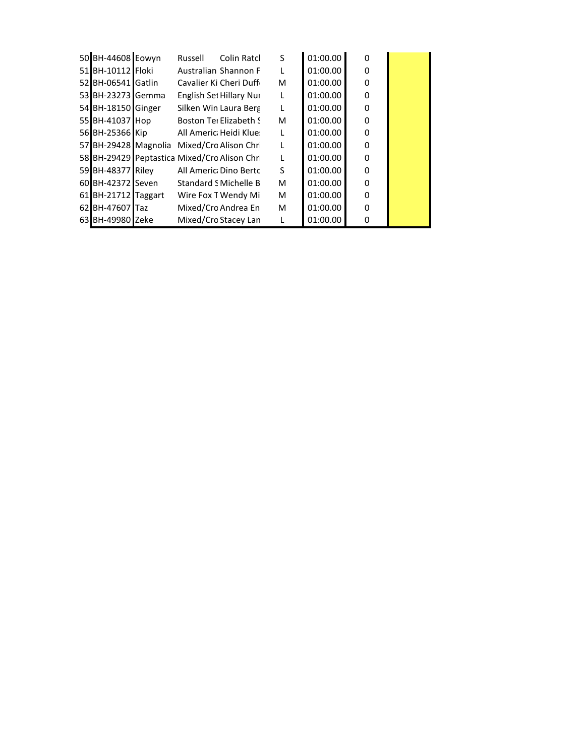| | | | | | | | | |
|---|---|---|---|---|---|---|---|---|
| 50 | BH-44608 | Eowyn | Russell | Colin Ratcl | S | 01:00.00 | 0 | |
| 51 | BH-10112 | Floki | Australian | Shannon F | L | 01:00.00 | 0 | |
| 52 | BH-06541 | Gatlin | Cavalier Ki | Cheri Duff | M | 01:00.00 | 0 | |
| 53 | BH-23273 | Gemma | English Set | Hillary Nur | L | 01:00.00 | 0 | |
| 54 | BH-18150 | Ginger | Silken Win | Laura Berg | L | 01:00.00 | 0 | |
| 55 | BH-41037 | Hop | Boston Ter | Elizabeth S | M | 01:00.00 | 0 | |
| 56 | BH-25366 | Kip | All Americ | Heidi Klues | L | 01:00.00 | 0 | |
| 57 | BH-29428 | Magnolia | Mixed/Cro | Alison Chri | L | 01:00.00 | 0 | |
| 58 | BH-29429 | Peptastica | Mixed/Cro | Alison Chri | L | 01:00.00 | 0 | |
| 59 | BH-48377 | Riley | All Americ | Dino Berto | S | 01:00.00 | 0 | |
| 60 | BH-42372 | Seven | Standard S | Michelle B | M | 01:00.00 | 0 | |
| 61 | BH-21712 | Taggart | Wire Fox T | Wendy Mi | M | 01:00.00 | 0 | |
| 62 | BH-47607 | Taz | Mixed/Cro | Andrea En | M | 01:00.00 | 0 | |
| 63 | BH-49980 | Zeke | Mixed/Cro | Stacey Lan | L | 01:00.00 | 0 | |